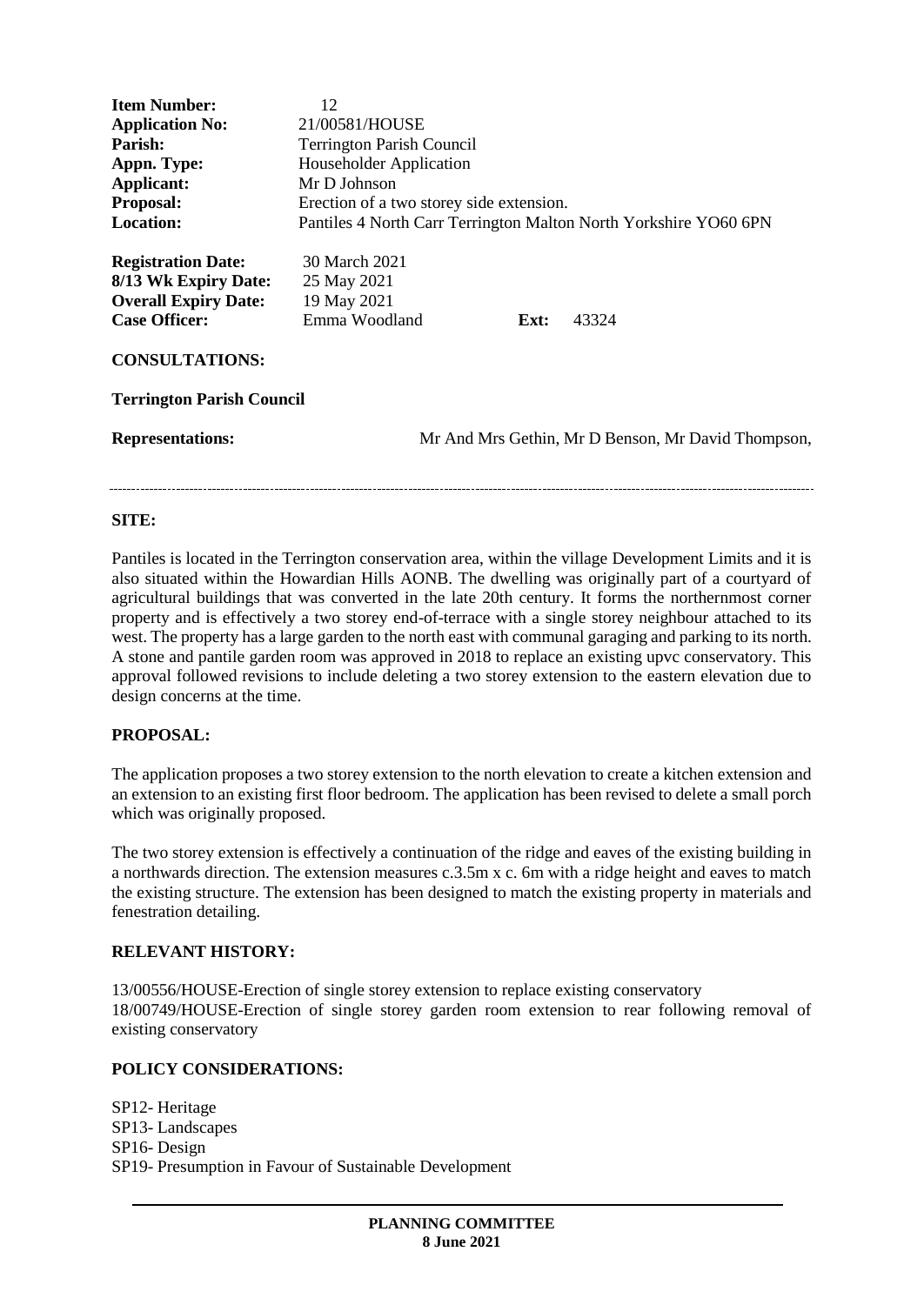**Item Number:** 12
**Application No:** 21/00581/HOUSE
**Parish:** Terrington Parish Council
**Appn. Type:** Householder Application
**Applicant:** Mr D Johnson
**Proposal:** Erection of a two storey side extension.
**Location:** Pantiles 4 North Carr Terrington Malton North Yorkshire YO60 6PN

**Registration Date:** 30 March 2021
**8/13 Wk Expiry Date:** 25 May 2021
**Overall Expiry Date:** 19 May 2021
**Case Officer:** Emma Woodland **Ext:** 43324

**CONSULTATIONS:**

**Terrington Parish Council**

**Representations:** Mr And Mrs Gethin, Mr D Benson, Mr David Thompson,

---

**SITE:**

Pantiles is located in the Terrington conservation area, within the village Development Limits and it is also situated within the Howardian Hills AONB. The dwelling was originally part of a courtyard of agricultural buildings that was converted in the late 20th century. It forms the northernmost corner property and is effectively a two storey end-of-terrace with a single storey neighbour attached to its west. The property has a large garden to the north east with communal garaging and parking to its north. A stone and pantile garden room was approved in 2018 to replace an existing upvc conservatory. This approval followed revisions to include deleting a two storey extension to the eastern elevation due to design concerns at the time.

**PROPOSAL:**

The application proposes a two storey extension to the north elevation to create a kitchen extension and an extension to an existing first floor bedroom. The application has been revised to delete a small porch which was originally proposed.

The two storey extension is effectively a continuation of the ridge and eaves of the existing building in a northwards direction. The extension measures c.3.5m x c. 6m with a ridge height and eaves to match the existing structure. The extension has been designed to match the existing property in materials and fenestration detailing.

**RELEVANT HISTORY:**

13/00556/HOUSE-Erection of single storey extension to replace existing conservatory
18/00749/HOUSE-Erection of single storey garden room extension to rear following removal of existing conservatory

**POLICY CONSIDERATIONS:**

SP12- Heritage
SP13- Landscapes
SP16- Design
SP19- Presumption in Favour of Sustainable Development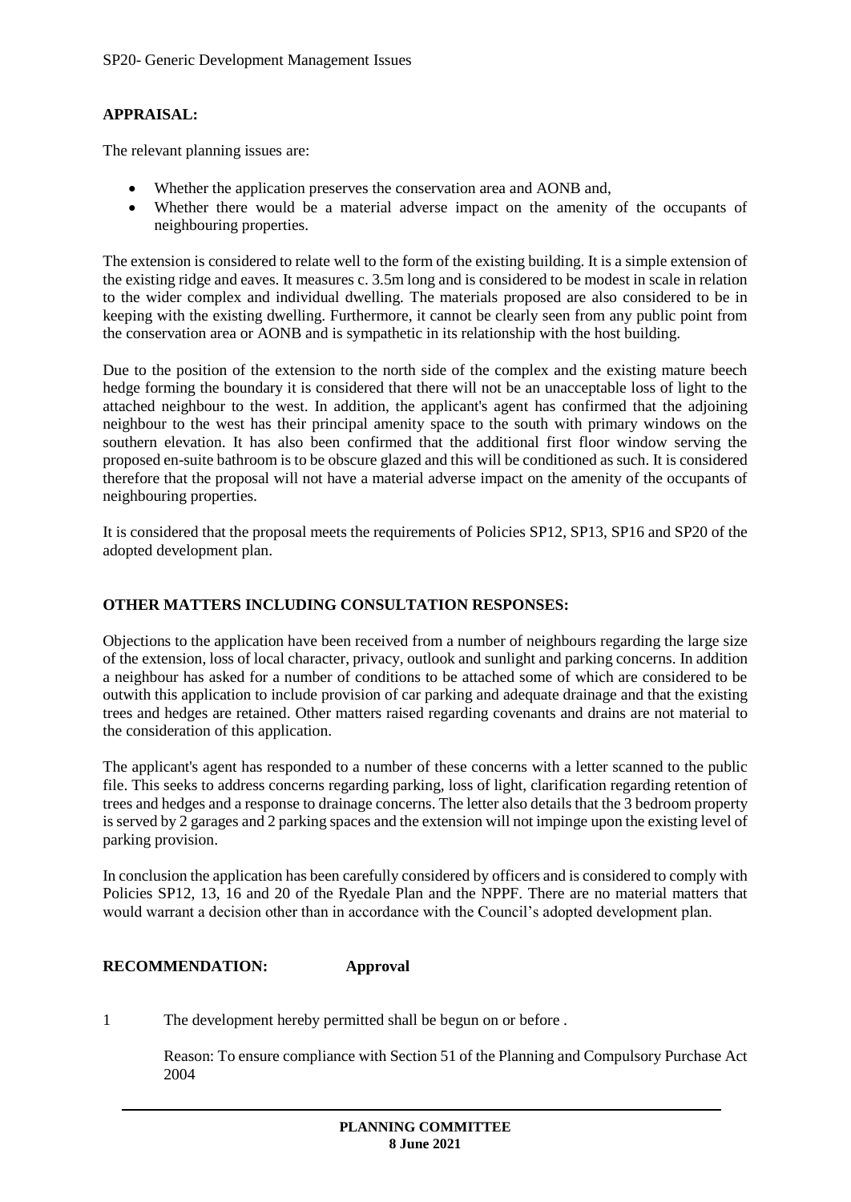SP20- Generic Development Management Issues

**APPRAISAL:**

The relevant planning issues are:

- Whether the application preserves the conservation area and AONB and,
- Whether there would be a material adverse impact on the amenity of the occupants of neighbouring properties.

The extension is considered to relate well to the form of the existing building. It is a simple extension of the existing ridge and eaves. It measures c. 3.5m long and is considered to be modest in scale in relation to the wider complex and individual dwelling. The materials proposed are also considered to be in keeping with the existing dwelling. Furthermore, it cannot be clearly seen from any public point from the conservation area or AONB and is sympathetic in its relationship with the host building.

Due to the position of the extension to the north side of the complex and the existing mature beech hedge forming the boundary it is considered that there will not be an unacceptable loss of light to the attached neighbour to the west. In addition, the applicant's agent has confirmed that the adjoining neighbour to the west has their principal amenity space to the south with primary windows on the southern elevation. It has also been confirmed that the additional first floor window serving the proposed en-suite bathroom is to be obscure glazed and this will be conditioned as such. It is considered therefore that the proposal will not have a material adverse impact on the amenity of the occupants of neighbouring properties.

It is considered that the proposal meets the requirements of Policies SP12, SP13, SP16 and SP20 of the adopted development plan.

**OTHER MATTERS INCLUDING CONSULTATION RESPONSES:**

Objections to the application have been received from a number of neighbours regarding the large size of the extension, loss of local character, privacy, outlook and sunlight and parking concerns. In addition a neighbour has asked for a number of conditions to be attached some of which are considered to be outwith this application to include provision of car parking and adequate drainage and that the existing trees and hedges are retained. Other matters raised regarding covenants and drains are not material to the consideration of this application.

The applicant's agent has responded to a number of these concerns with a letter scanned to the public file. This seeks to address concerns regarding parking, loss of light, clarification regarding retention of trees and hedges and a response to drainage concerns. The letter also details that the 3 bedroom property is served by 2 garages and 2 parking spaces and the extension will not impinge upon the existing level of parking provision.

In conclusion the application has been carefully considered by officers and is considered to comply with Policies SP12, 13, 16 and 20 of the Ryedale Plan and the NPPF. There are no material matters that would warrant a decision other than in accordance with the Council's adopted development plan.

**RECOMMENDATION:** **Approval**

1 The development hereby permitted shall be begun on or before .

Reason: To ensure compliance with Section 51 of the Planning and Compulsory Purchase Act 2004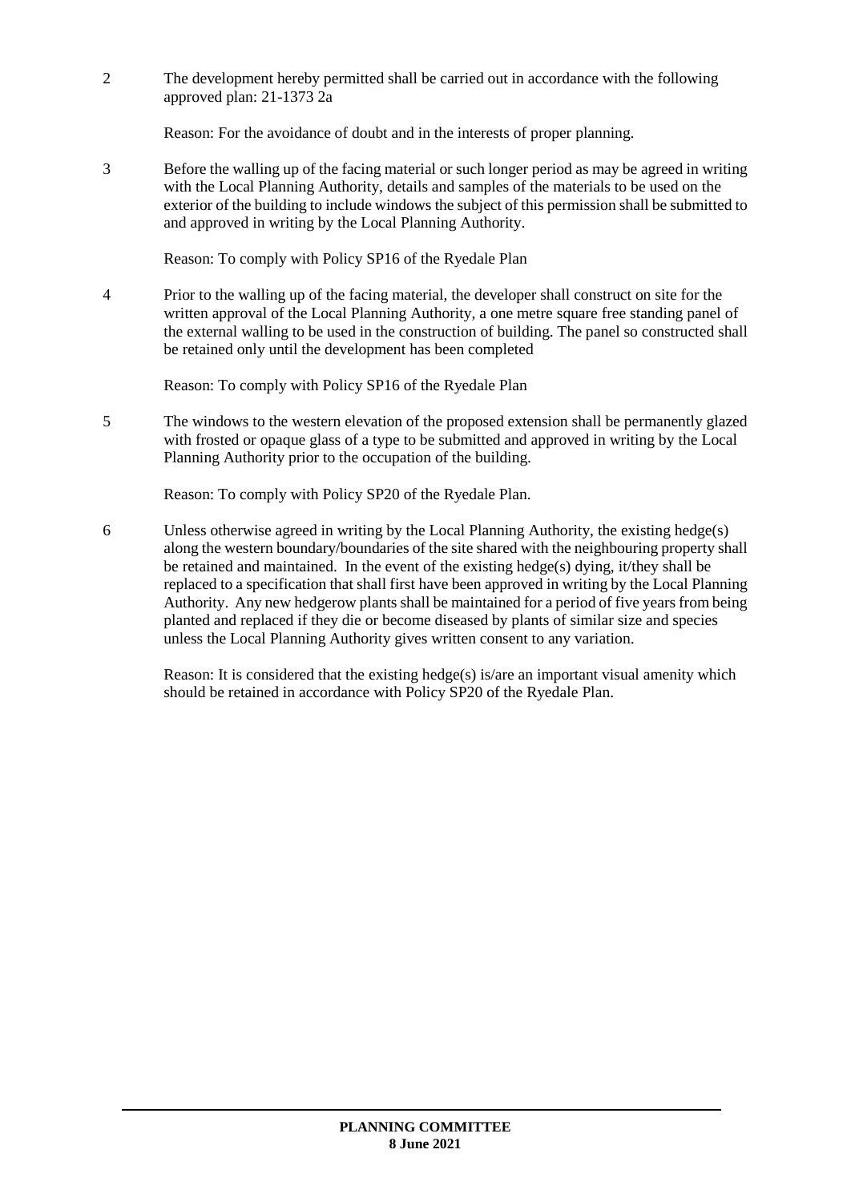2 The development hereby permitted shall be carried out in accordance with the following approved plan: 21-1373 2a

Reason: For the avoidance of doubt and in the interests of proper planning.

3 Before the walling up of the facing material or such longer period as may be agreed in writing with the Local Planning Authority, details and samples of the materials to be used on the exterior of the building to include windows the subject of this permission shall be submitted to and approved in writing by the Local Planning Authority.

Reason: To comply with Policy SP16 of the Ryedale Plan

4 Prior to the walling up of the facing material, the developer shall construct on site for the written approval of the Local Planning Authority, a one metre square free standing panel of the external walling to be used in the construction of building. The panel so constructed shall be retained only until the development has been completed

Reason: To comply with Policy SP16 of the Ryedale Plan

5 The windows to the western elevation of the proposed extension shall be permanently glazed with frosted or opaque glass of a type to be submitted and approved in writing by the Local Planning Authority prior to the occupation of the building.

Reason: To comply with Policy SP20 of the Ryedale Plan.

6 Unless otherwise agreed in writing by the Local Planning Authority, the existing hedge(s) along the western boundary/boundaries of the site shared with the neighbouring property shall be retained and maintained. In the event of the existing hedge(s) dying, it/they shall be replaced to a specification that shall first have been approved in writing by the Local Planning Authority. Any new hedgerow plants shall be maintained for a period of five years from being planted and replaced if they die or become diseased by plants of similar size and species unless the Local Planning Authority gives written consent to any variation.

Reason: It is considered that the existing hedge(s) is/are an important visual amenity which should be retained in accordance with Policy SP20 of the Ryedale Plan.